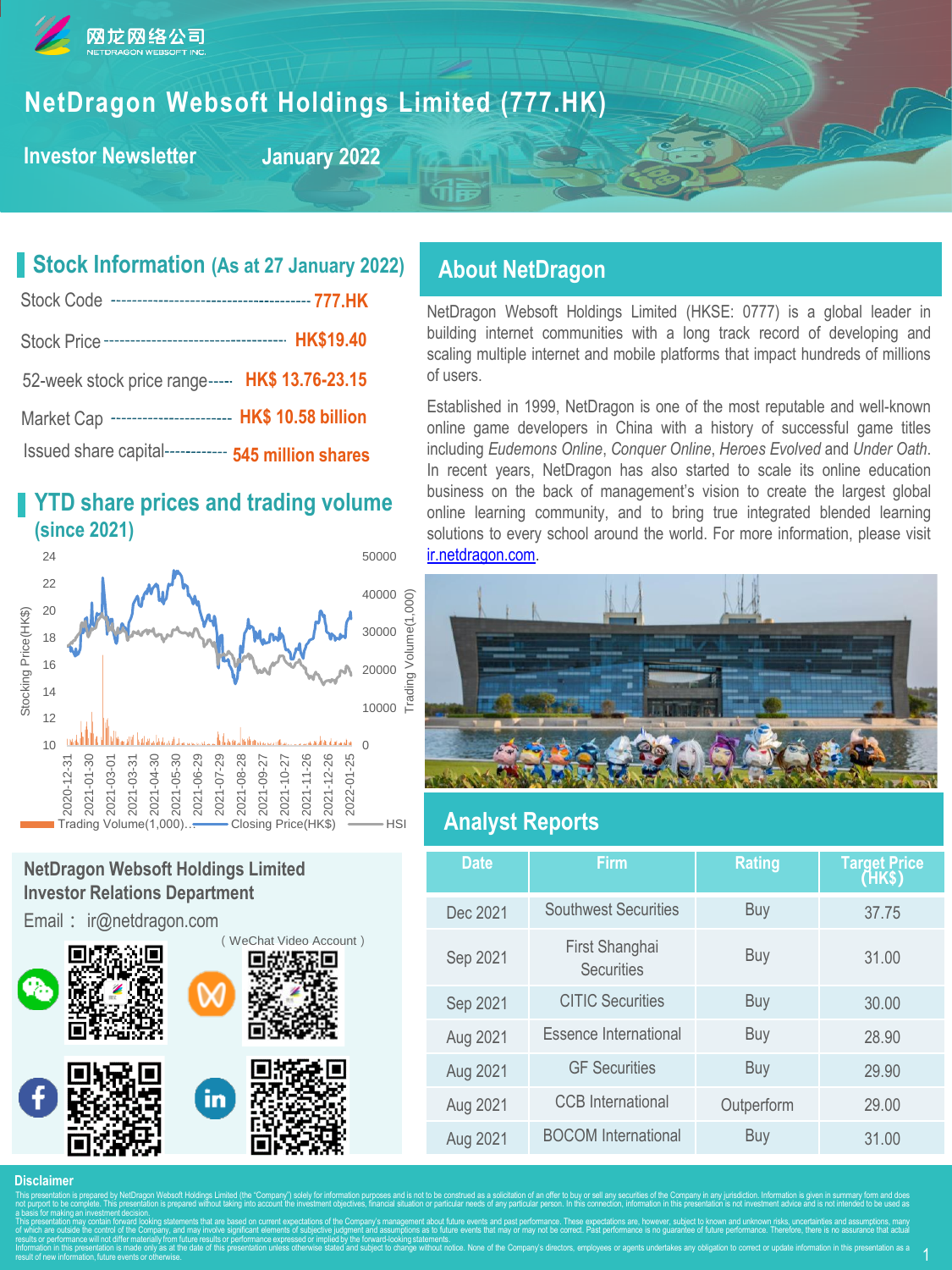# NetDragon Websoft Holdings Limited (777.HK)

**Investor Newsletter** January 2022

## Stock Information (As at 27 January 2022)

| | |
|---|---|
| Stock Code | 777.HK |
| Stock Price | HK$19.40 |
| 52-week stock price range | HK$ 13.76-23.15 |
| Market Cap | HK$ 10.58 billion |
| Issued share capital | 545 million shares |

## YTD share prices and trading volume (since 2021)

Legend: Trading Volume(1,000)… | Closing Price(HK$) | HSI

## About NetDragon

NetDragon Websoft Holdings Limited (HKSE: 0777) is a global leader in building internet communities with a long track record of developing and scaling multiple internet and mobile platforms that impact hundreds of millions of users.

Established in 1999, NetDragon is one of the most reputable and well-known online game developers in China with a history of successful game titles including *Eudemons Online*, *Conquer Online*, *Heroes Evolved* and *Under Oath*. In recent years, NetDragon has also started to scale its online education business on the back of management's vision to create the largest global online learning community, and to bring true integrated blended learning solutions to every school around the world. For more information, please visit ir.netdragon.com.

## Analyst Reports

| Date | Firm | Rating | Target Price (HK$) |
|---|---|---|---|
| Dec 2021 | Southwest Securities | Buy | 37.75 |
| Sep 2021 | First Shanghai Securities | Buy | 31.00 |
| Sep 2021 | CITIC Securities | Buy | 30.00 |
| Aug 2021 | Essence International | Buy | 28.90 |
| Aug 2021 | GF Securities | Buy | 29.90 |
| Aug 2021 | CCB International | Outperform | 29.00 |
| Aug 2021 | BOCOM International | Buy | 31.00 |

**NetDragon Websoft Holdings Limited**
**Investor Relations Department**

Email： ir@netdragon.com

（WeChat Video Account）

### Disclaimer

This presentation is prepared by NetDragon Websoft Holdings Limited (the "Company") solely for information purposes and is not to be construed as a solicitation of an offer to buy or sell any securities of the Company in any jurisdiction. Information is given in summary form and does not purport to be complete. This presentation is prepared without taking into account the investment objectives, financial situation or particular needs of any particular person. In this connection, information in this presentation is not investment advice and is not intended to be used as a basis for making an investment decision.

This presentation may contain forward looking statements that are based on current expectations of the Company's management about future events and past performance. These expectations are, however, subject to known and unknown risks, uncertainties and assumptions, many of which are outside the control of the Company, and may involve significant elements of subjective judgment and assumptions as to future events that may or may not be correct. Past performance is no guarantee of future performance. Therefore, there is no assurance that actual results or performance will not differ materially from future results or performance expressed or implied by the forward-looking statements.

Information in this presentation is made only as at the date of this presentation unless otherwise stated and subject to change without notice. None of the Company's directors, employees or agents undertakes any obligation to correct or update information in this presentation as a result of new information, future events or otherwise.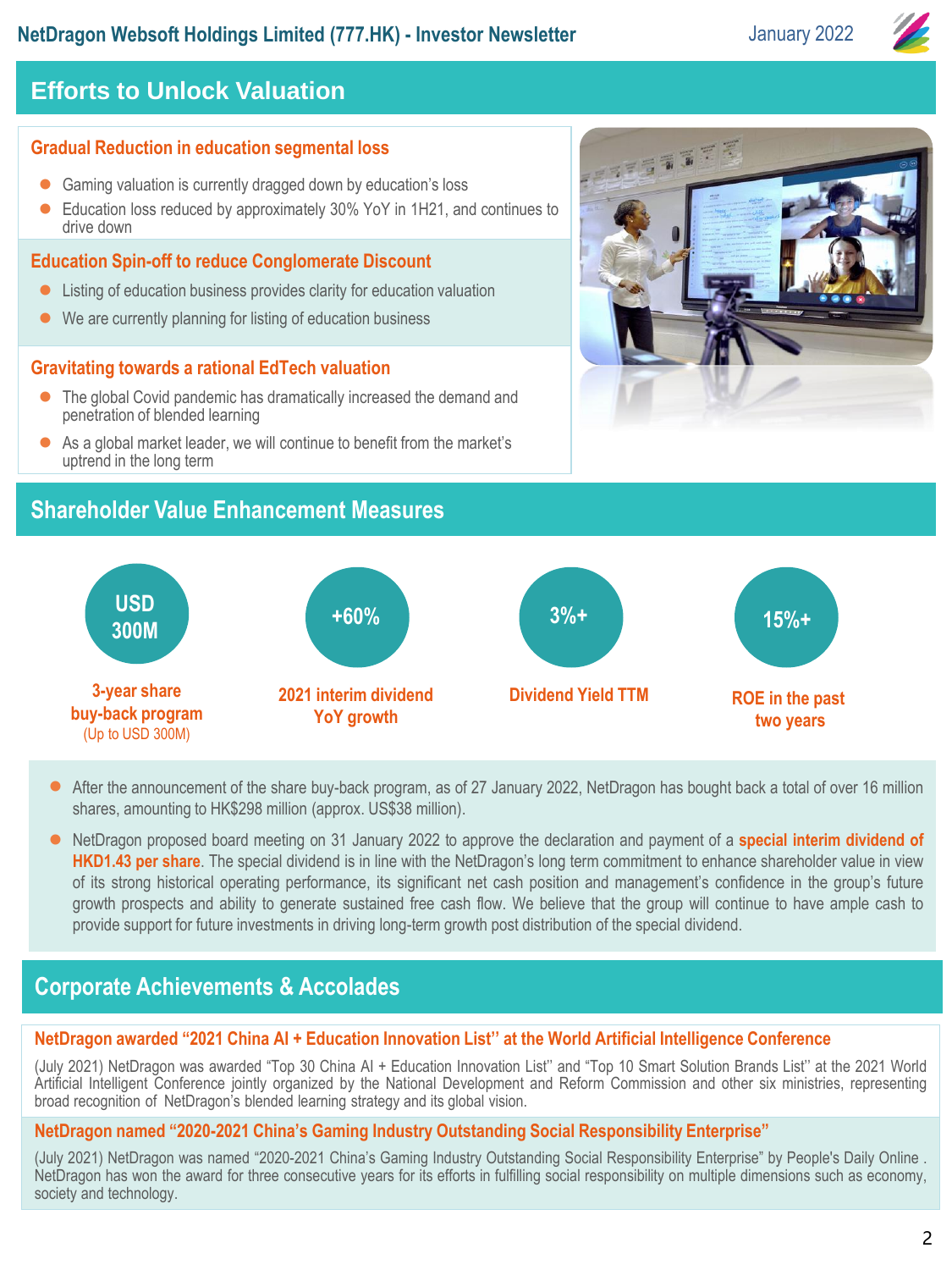## Efforts to Unlock Valuation

### Gradual Reduction in education segmental loss

- Gaming valuation is currently dragged down by education's loss
- Education loss reduced by approximately 30% YoY in 1H21, and continues to drive down

### Education Spin-off to reduce Conglomerate Discount

- Listing of education business provides clarity for education valuation
- We are currently planning for listing of education business

### Gravitating towards a rational EdTech valuation

- The global Covid pandemic has dramatically increased the demand and penetration of blended learning
- As a global market leader, we will continue to benefit from the market's uptrend in the long term

## Shareholder Value Enhancement Measures

**USD 300M** — 3-year share buy-back program (Up to USD 300M)

**+60%** — 2021 interim dividend YoY growth

**3%+** — Dividend Yield TTM

**15%+** — ROE in the past two years

- After the announcement of the share buy-back program, as of 27 January 2022, NetDragon has bought back a total of over 16 million shares, amounting to HK$298 million (approx. US$38 million).
- NetDragon proposed board meeting on 31 January 2022 to approve the declaration and payment of a **special interim dividend of HKD1.43 per share**. The special dividend is in line with the NetDragon's long term commitment to enhance shareholder value in view of its strong historical operating performance, its significant net cash position and management's confidence in the group's future growth prospects and ability to generate sustained free cash flow. We believe that the group will continue to have ample cash to provide support for future investments in driving long-term growth post distribution of the special dividend.

## Corporate Achievements & Accolades

### NetDragon awarded "2021 China AI + Education Innovation List" at the World Artificial Intelligence Conference

(July 2021) NetDragon was awarded "Top 30 China AI + Education Innovation List" and "Top 10 Smart Solution Brands List" at the 2021 World Artificial Intelligent Conference jointly organized by the National Development and Reform Commission and other six ministries, representing broad recognition of NetDragon's blended learning strategy and its global vision.

### NetDragon named "2020-2021 China's Gaming Industry Outstanding Social Responsibility Enterprise"

(July 2021) NetDragon was named "2020-2021 China's Gaming Industry Outstanding Social Responsibility Enterprise" by People's Daily Online . NetDragon has won the award for three consecutive years for its efforts in fulfilling social responsibility on multiple dimensions such as economy, society and technology.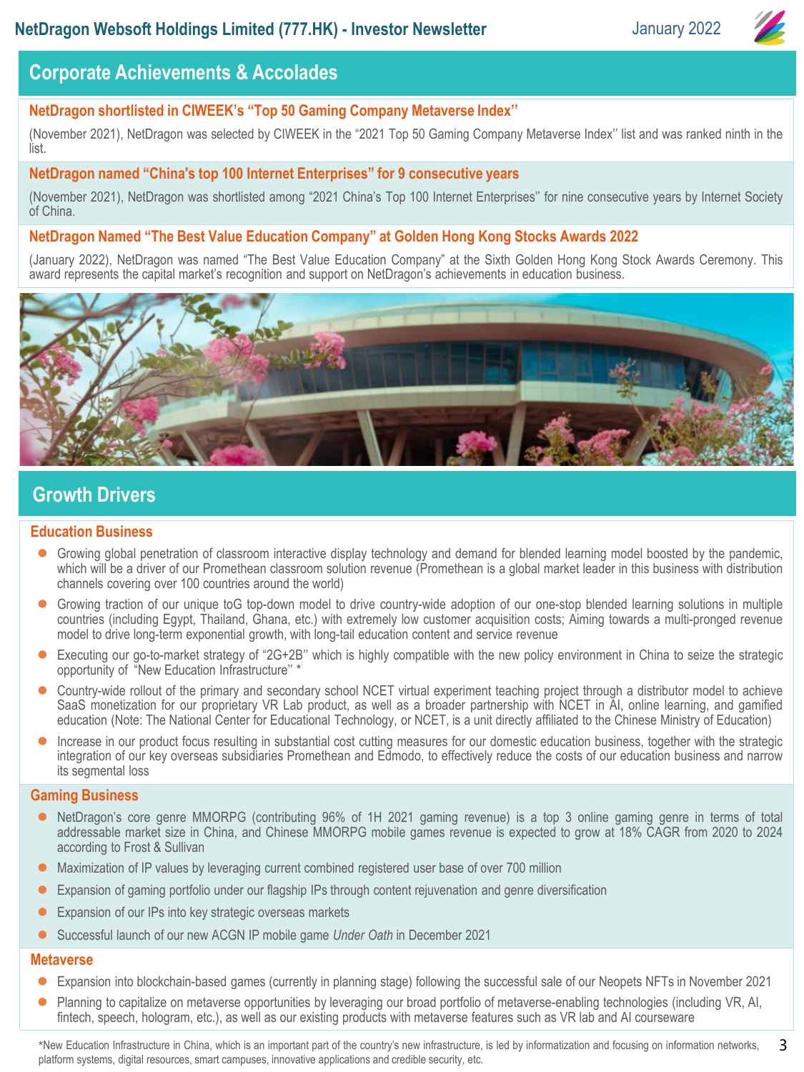## Corporate Achievements & Accolades

### NetDragon shortlisted in CIWEEK's "Top 50 Gaming Company Metaverse Index"

(November 2021), NetDragon was selected by CIWEEK in the "2021 Top 50 Gaming Company Metaverse Index'' list and was ranked ninth in the list.

### NetDragon named "China's top 100 Internet Enterprises" for 9 consecutive years

(November 2021), NetDragon was shortlisted among "2021 China's Top 100 Internet Enterprises'' for nine consecutive years by Internet Society of China.

### NetDragon Named "The Best Value Education Company" at Golden Hong Kong Stocks Awards 2022

(January 2022), NetDragon was named "The Best Value Education Company" at the Sixth Golden Hong Kong Stock Awards Ceremony. This award represents the capital market's recognition and support on NetDragon's achievements in education business.

## Growth Drivers

### Education Business

- Growing global penetration of classroom interactive display technology and demand for blended learning model boosted by the pandemic, which will be a driver of our Promethean classroom solution revenue (Promethean is a global market leader in this business with distribution channels covering over 100 countries around the world)
- Growing traction of our unique toG top-down model to drive country-wide adoption of our one-stop blended learning solutions in multiple countries (including Egypt, Thailand, Ghana, etc.) with extremely low customer acquisition costs; Aiming towards a multi-pronged revenue model to drive long-term exponential growth, with long-tail education content and service revenue
- Executing our go-to-market strategy of "2G+2B'' which is highly compatible with the new policy environment in China to seize the strategic opportunity of "New Education Infrastructure'' *
- Country-wide rollout of the primary and secondary school NCET virtual experiment teaching project through a distributor model to achieve SaaS monetization for our proprietary VR Lab product, as well as a broader partnership with NCET in AI, online learning, and gamified education (Note: The National Center for Educational Technology, or NCET, is a unit directly affiliated to the Chinese Ministry of Education)
- Increase in our product focus resulting in substantial cost cutting measures for our domestic education business, together with the strategic integration of our key overseas subsidiaries Promethean and Edmodo, to effectively reduce the costs of our education business and narrow its segmental loss

### Gaming Business

- NetDragon's core genre MMORPG (contributing 96% of 1H 2021 gaming revenue) is a top 3 online gaming genre in terms of total addressable market size in China, and Chinese MMORPG mobile games revenue is expected to grow at 18% CAGR from 2020 to 2024 according to Frost & Sullivan
- Maximization of IP values by leveraging current combined registered user base of over 700 million
- Expansion of gaming portfolio under our flagship IPs through content rejuvenation and genre diversification
- Expansion of our IPs into key strategic overseas markets
- Successful launch of our new ACGN IP mobile game *Under Oath* in December 2021

### Metaverse

- Expansion into blockchain-based games (currently in planning stage) following the successful sale of our Neopets NFTs in November 2021
- Planning to capitalize on metaverse opportunities by leveraging our broad portfolio of metaverse-enabling technologies (including VR, AI, fintech, speech, hologram, etc.), as well as our existing products with metaverse features such as VR lab and AI courseware

*New Education Infrastructure in China, which is an important part of the country's new infrastructure, is led by informatization and focusing on information networks, platform systems, digital resources, smart campuses, innovative applications and credible security, etc.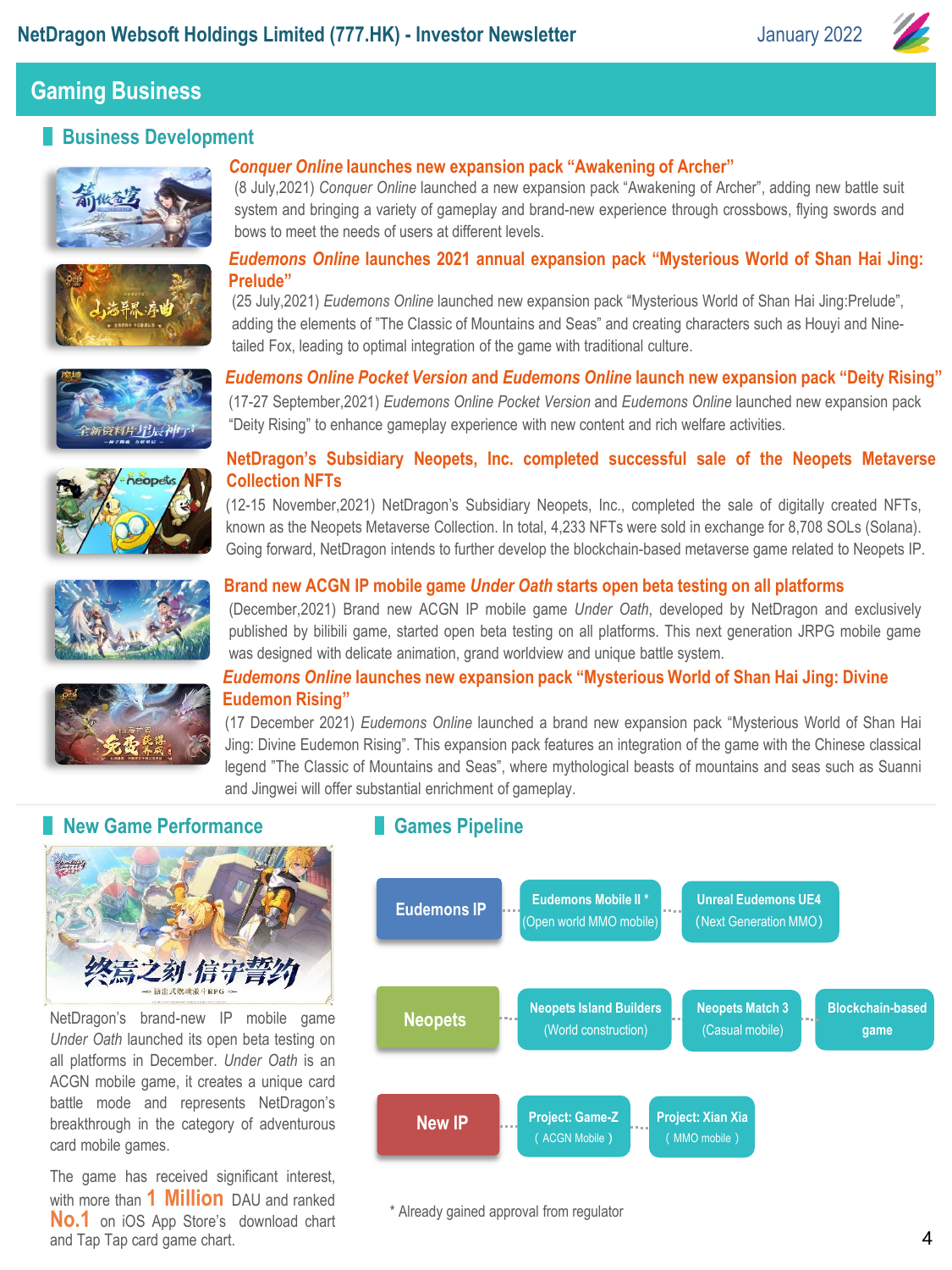## Gaming Business

### Business Development

**_Conquer Online_ launches new expansion pack "Awakening of Archer"**

(8 July,2021) *Conquer Online* launched a new expansion pack "Awakening of Archer", adding new battle suit system and bringing a variety of gameplay and brand-new experience through crossbows, flying swords and bows to meet the needs of users at different levels.

**_Eudemons Online_ launches 2021 annual expansion pack "Mysterious World of Shan Hai Jing: Prelude"**

(25 July,2021) *Eudemons Online* launched new expansion pack "Mysterious World of Shan Hai Jing:Prelude", adding the elements of "The Classic of Mountains and Seas" and creating characters such as Houyi and Nine-tailed Fox, leading to optimal integration of the game with traditional culture.

**_Eudemons Online Pocket Version_ and _Eudemons Online_ launch new expansion pack "Deity Rising"**

(17-27 September,2021) *Eudemons Online Pocket Version* and *Eudemons Online* launched new expansion pack "Deity Rising" to enhance gameplay experience with new content and rich welfare activities.

**NetDragon's Subsidiary Neopets, Inc. completed successful sale of the Neopets Metaverse Collection NFTs**

(12-15 November,2021) NetDragon's Subsidiary Neopets, Inc., completed the sale of digitally created NFTs, known as the Neopets Metaverse Collection. In total, 4,233 NFTs were sold in exchange for 8,708 SOLs (Solana). Going forward, NetDragon intends to further develop the blockchain-based metaverse game related to Neopets IP.

**Brand new ACGN IP mobile game _Under Oath_ starts open beta testing on all platforms**

(December,2021) Brand new ACGN IP mobile game *Under Oath*, developed by NetDragon and exclusively published by bilibili game, started open beta testing on all platforms. This next generation JRPG mobile game was designed with delicate animation, grand worldview and unique battle system.

**_Eudemons Online_ launches new expansion pack "Mysterious World of Shan Hai Jing: Divine Eudemon Rising"**

(17 December 2021) *Eudemons Online* launched a brand new expansion pack "Mysterious World of Shan Hai Jing: Divine Eudemon Rising". This expansion pack features an integration of the game with the Chinese classical legend "The Classic of Mountains and Seas", where mythological beasts of mountains and seas such as Suanni and Jingwei will offer substantial enrichment of gameplay.

### New Game Performance

NetDragon's brand-new IP mobile game *Under Oath* launched its open beta testing on all platforms in December. *Under Oath* is an ACGN mobile game, it creates a unique card battle mode and represents NetDragon's breakthrough in the category of adventurous card mobile games.

The game has received significant interest, with more than **1 Million** DAU and ranked **No.1** on iOS App Store's download chart and Tap Tap card game chart.

### Games Pipeline

- **Eudemons IP**
  - Eudemons Mobile II * (Open world MMO mobile)
  - Unreal Eudemons UE4 (Next Generation MMO)
- **Neopets**
  - Neopets Island Builders (World construction)
  - Neopets Match 3 (Casual mobile)
  - Blockchain-based game
- **New IP**
  - Project: Game-Z (ACGN Mobile)
  - Project: Xian Xia (MMO mobile)

\* Already gained approval from regulator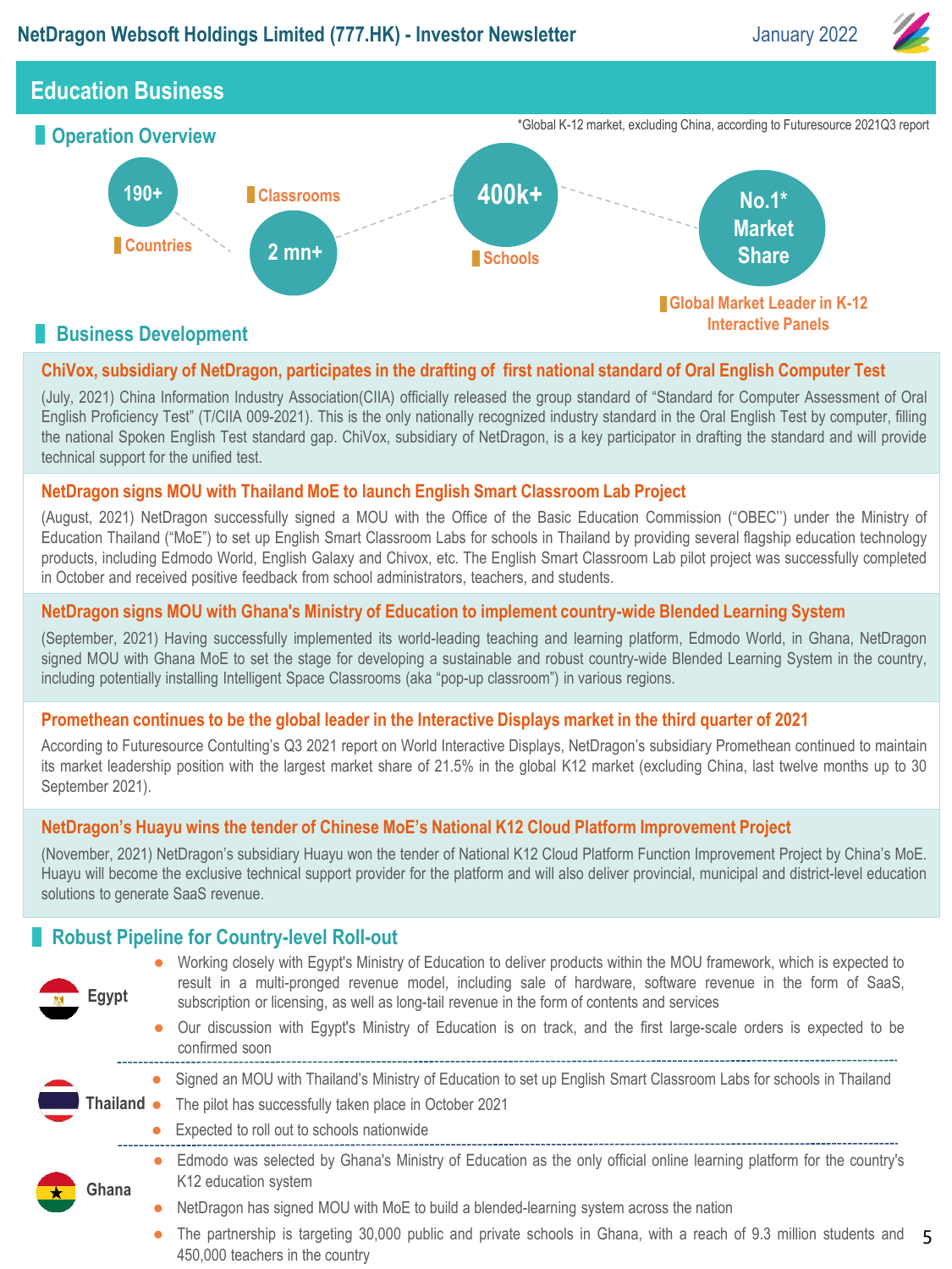## Education Business

### Operation Overview

*Global K-12 market, excluding China, according to Futuresource 2021Q3 report

190+
Countries

2 mn+
Classrooms

400k+
Schools

No.1* Market Share
Global Market Leader in K-12 Interactive Panels

### Business Development

**ChiVox, subsidiary of NetDragon, participates in the drafting of first national standard of Oral English Computer Test**

(July, 2021) China Information Industry Association(CIIA) officially released the group standard of "Standard for Computer Assessment of Oral English Proficiency Test" (T/CIIA 009-2021). This is the only nationally recognized industry standard in the Oral English Test by computer, filling the national Spoken English Test standard gap. ChiVox, subsidiary of NetDragon, is a key participator in drafting the standard and will provide technical support for the unified test.

**NetDragon signs MOU with Thailand MoE to launch English Smart Classroom Lab Project**

(August, 2021) NetDragon successfully signed a MOU with the Office of the Basic Education Commission ("OBEC'') under the Ministry of Education Thailand ("MoE") to set up English Smart Classroom Labs for schools in Thailand by providing several flagship education technology products, including Edmodo World, English Galaxy and Chivox, etc. The English Smart Classroom Lab pilot project was successfully completed in October and received positive feedback from school administrators, teachers, and students.

**NetDragon signs MOU with Ghana's Ministry of Education to implement country-wide Blended Learning System**

(September, 2021) Having successfully implemented its world-leading teaching and learning platform, Edmodo World, in Ghana, NetDragon signed MOU with Ghana MoE to set the stage for developing a sustainable and robust country-wide Blended Learning System in the country, including potentially installing Intelligent Space Classrooms (aka "pop-up classroom") in various regions.

**Promethean continues to be the global leader in the Interactive Displays market in the third quarter of 2021**

According to Futuresource Contulting's Q3 2021 report on World Interactive Displays, NetDragon's subsidiary Promethean continued to maintain its market leadership position with the largest market share of 21.5% in the global K12 market (excluding China, last twelve months up to 30 September 2021).

**NetDragon's Huayu wins the tender of Chinese MoE's National K12 Cloud Platform Improvement Project**

(November, 2021) NetDragon's subsidiary Huayu won the tender of National K12 Cloud Platform Function Improvement Project by China's MoE. Huayu will become the exclusive technical support provider for the platform and will also deliver provincial, municipal and district-level education solutions to generate SaaS revenue.

### Robust Pipeline for Country-level Roll-out

**Egypt**

- Working closely with Egypt's Ministry of Education to deliver products within the MOU framework, which is expected to result in a multi-pronged revenue model, including sale of hardware, software revenue in the form of SaaS, subscription or licensing, as well as long-tail revenue in the form of contents and services
- Our discussion with Egypt's Ministry of Education is on track, and the first large-scale orders is expected to be confirmed soon

**Thailand**

- Signed an MOU with Thailand's Ministry of Education to set up English Smart Classroom Labs for schools in Thailand
- The pilot has successfully taken place in October 2021
- Expected to roll out to schools nationwide

**Ghana**

- Edmodo was selected by Ghana's Ministry of Education as the only official online learning platform for the country's K12 education system
- NetDragon has signed MOU with MoE to build a blended-learning system across the nation
- The partnership is targeting 30,000 public and private schools in Ghana, with a reach of 9.3 million students and 450,000 teachers in the country